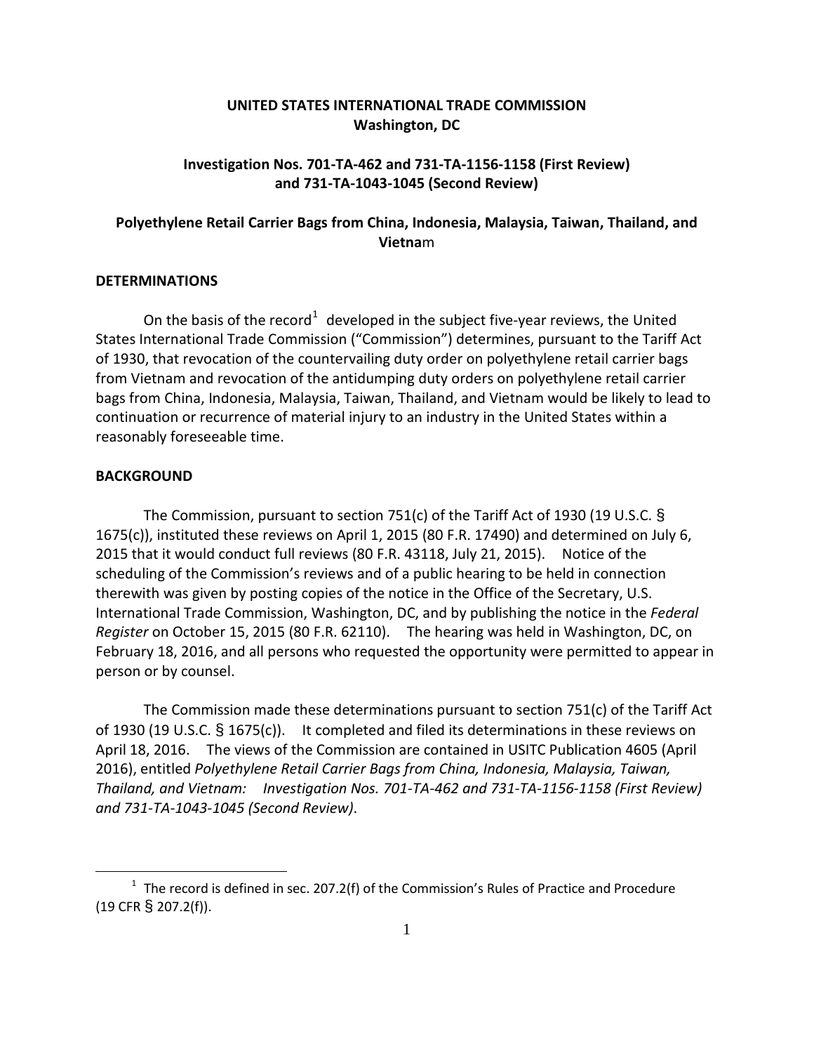**UNITED STATES INTERNATIONAL TRADE COMMISSION**
**Washington, DC**

**Investigation Nos. 701-TA-462 and 731-TA-1156-1158 (First Review) and 731-TA-1043-1045 (Second Review)**

**Polyethylene Retail Carrier Bags from China, Indonesia, Malaysia, Taiwan, Thailand, and Vietna**m

## DETERMINATIONS

On the basis of the record[1] developed in the subject five-year reviews, the United States International Trade Commission ("Commission") determines, pursuant to the Tariff Act of 1930, that revocation of the countervailing duty order on polyethylene retail carrier bags from Vietnam and revocation of the antidumping duty orders on polyethylene retail carrier bags from China, Indonesia, Malaysia, Taiwan, Thailand, and Vietnam would be likely to lead to continuation or recurrence of material injury to an industry in the United States within a reasonably foreseeable time.

## BACKGROUND

The Commission, pursuant to section 751(c) of the Tariff Act of 1930 (19 U.S.C. § 1675(c)), instituted these reviews on April 1, 2015 (80 F.R. 17490) and determined on July 6, 2015 that it would conduct full reviews (80 F.R. 43118, July 21, 2015). Notice of the scheduling of the Commission's reviews and of a public hearing to be held in connection therewith was given by posting copies of the notice in the Office of the Secretary, U.S. International Trade Commission, Washington, DC, and by publishing the notice in the *Federal Register* on October 15, 2015 (80 F.R. 62110). The hearing was held in Washington, DC, on February 18, 2016, and all persons who requested the opportunity were permitted to appear in person or by counsel.

The Commission made these determinations pursuant to section 751(c) of the Tariff Act of 1930 (19 U.S.C. § 1675(c)). It completed and filed its determinations in these reviews on April 18, 2016. The views of the Commission are contained in USITC Publication 4605 (April 2016), entitled *Polyethylene Retail Carrier Bags from China, Indonesia, Malaysia, Taiwan, Thailand, and Vietnam: Investigation Nos. 701-TA-462 and 731-TA-1156-1158 (First Review) and 731-TA-1043-1045 (Second Review)*.

---

[1] The record is defined in sec. 207.2(f) of the Commission's Rules of Practice and Procedure (19 CFR § 207.2(f)).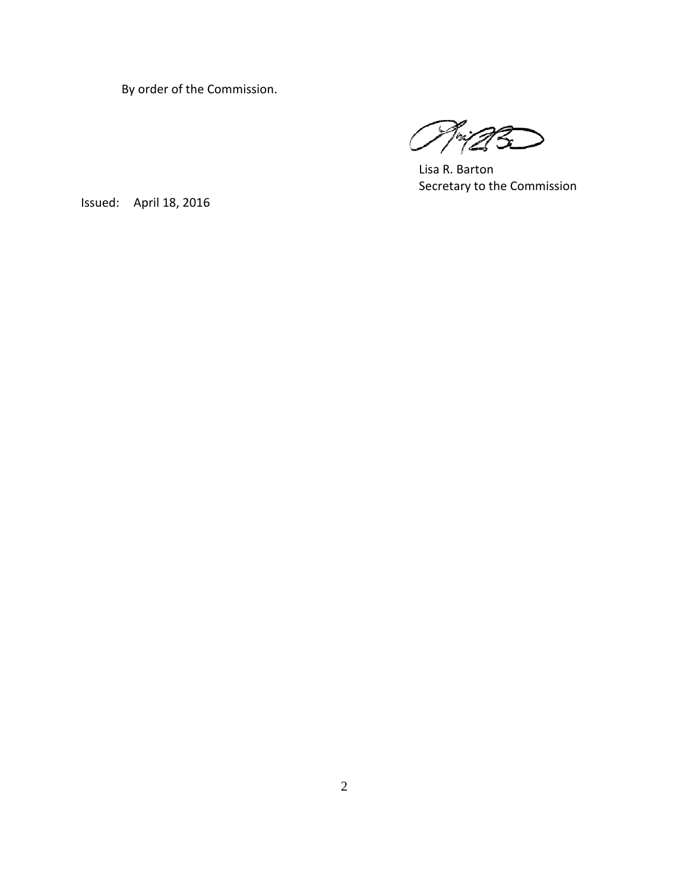By order of the Commission.

Lisa R. Barton
Secretary to the Commission

Issued: April 18, 2016